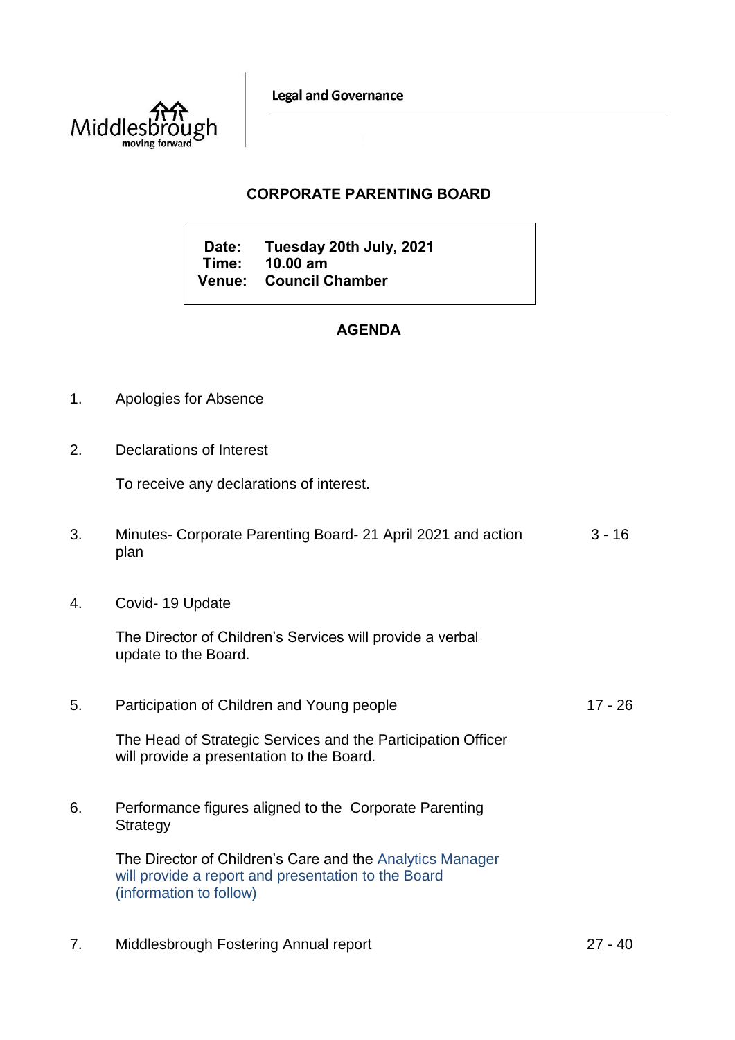Middlesbrough moving forward

**Legal and Governance**

## CORPORATE PARENTING BOARD

**Date:** Tuesday 20th July, 2021
**Time:** 10.00 am
**Venue:** Council Chamber

## AGENDA

1. Apologies for Absence

2. Declarations of Interest

   To receive any declarations of interest.

3. Minutes- Corporate Parenting Board- 21 April 2021 and action plan — 3 - 16

4. Covid- 19 Update

   The Director of Children's Services will provide a verbal update to the Board.

5. Participation of Children and Young people — 17 - 26

   The Head of Strategic Services and the Participation Officer will provide a presentation to the Board.

6. Performance figures aligned to the Corporate Parenting Strategy

   The Director of Children's Care and the Analytics Manager will provide a report and presentation to the Board (information to follow)

7. Middlesbrough Fostering Annual report — 27 - 40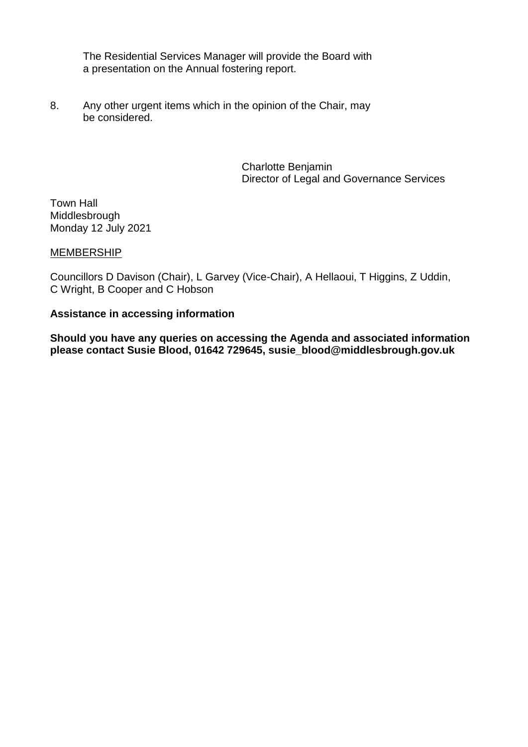The Residential Services Manager will provide the Board with a presentation on the Annual fostering report.

8. Any other urgent items which in the opinion of the Chair, may be considered.

Charlotte Benjamin
Director of Legal and Governance Services

Town Hall
Middlesbrough
Monday 12 July 2021

MEMBERSHIP

Councillors D Davison (Chair), L Garvey (Vice-Chair), A Hellaoui, T Higgins, Z Uddin, C Wright, B Cooper and C Hobson

**Assistance in accessing information**

**Should you have any queries on accessing the Agenda and associated information please contact Susie Blood, 01642 729645, susie_blood@middlesbrough.gov.uk**